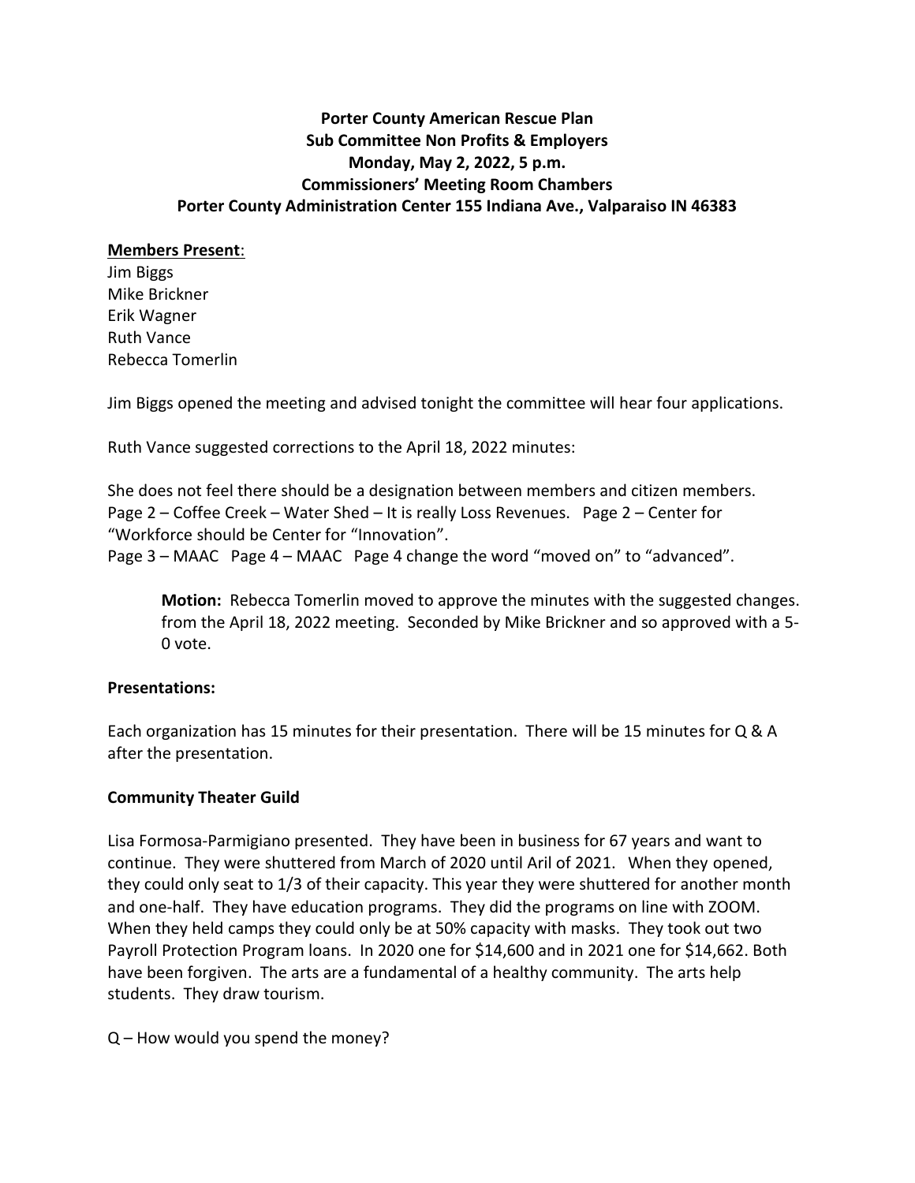**Porter County American Rescue Plan**
**Sub Committee Non Profits & Employers**
**Monday, May 2, 2022, 5 p.m.**
**Commissioners' Meeting Room Chambers**
**Porter County Administration Center 155 Indiana Ave., Valparaiso IN 46383**

**Members Present**:

Jim Biggs
Mike Brickner
Erik Wagner
Ruth Vance
Rebecca Tomerlin

Jim Biggs opened the meeting and advised tonight the committee will hear four applications.

Ruth Vance suggested corrections to the April 18, 2022 minutes:

She does not feel there should be a designation between members and citizen members.
Page 2 – Coffee Creek – Water Shed – It is really Loss Revenues. Page 2 – Center for "Workforce should be Center for "Innovation".
Page 3 – MAAC Page 4 – MAAC Page 4 change the word "moved on" to "advanced".

> **Motion:** Rebecca Tomerlin moved to approve the minutes with the suggested changes. from the April 18, 2022 meeting. Seconded by Mike Brickner and so approved with a 5-0 vote.

**Presentations:**

Each organization has 15 minutes for their presentation. There will be 15 minutes for Q & A after the presentation.

**Community Theater Guild**

Lisa Formosa-Parmigiano presented. They have been in business for 67 years and want to continue. They were shuttered from March of 2020 until Aril of 2021. When they opened, they could only seat to 1/3 of their capacity. This year they were shuttered for another month and one-half. They have education programs. They did the programs on line with ZOOM. When they held camps they could only be at 50% capacity with masks. They took out two Payroll Protection Program loans. In 2020 one for $14,600 and in 2021 one for $14,662. Both have been forgiven. The arts are a fundamental of a healthy community. The arts help students. They draw tourism.

Q – How would you spend the money?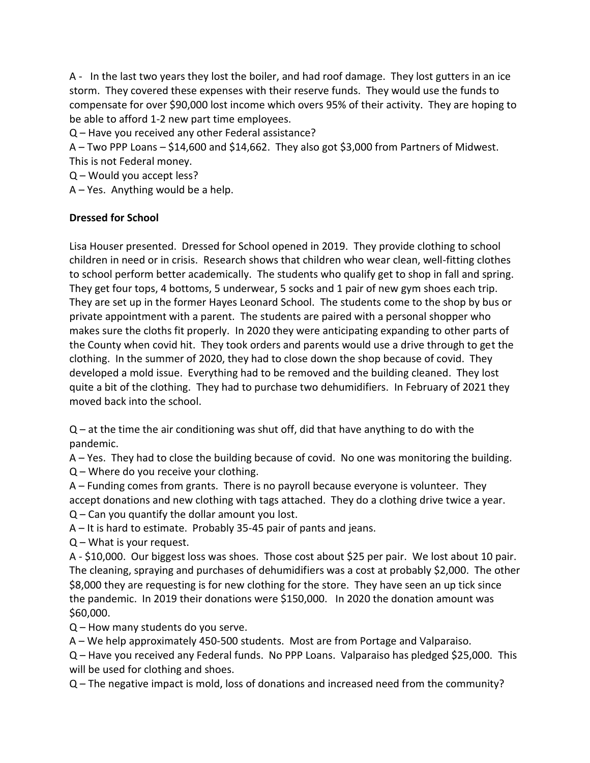A - In the last two years they lost the boiler, and had roof damage. They lost gutters in an ice storm. They covered these expenses with their reserve funds. They would use the funds to compensate for over $90,000 lost income which overs 95% of their activity. They are hoping to be able to afford 1-2 new part time employees.

Q – Have you received any other Federal assistance?

A – Two PPP Loans – $14,600 and $14,662. They also got $3,000 from Partners of Midwest. This is not Federal money.

Q – Would you accept less?

A – Yes. Anything would be a help.

**Dressed for School**

Lisa Houser presented. Dressed for School opened in 2019. They provide clothing to school children in need or in crisis. Research shows that children who wear clean, well-fitting clothes to school perform better academically. The students who qualify get to shop in fall and spring. They get four tops, 4 bottoms, 5 underwear, 5 socks and 1 pair of new gym shoes each trip. They are set up in the former Hayes Leonard School. The students come to the shop by bus or private appointment with a parent. The students are paired with a personal shopper who makes sure the cloths fit properly. In 2020 they were anticipating expanding to other parts of the County when covid hit. They took orders and parents would use a drive through to get the clothing. In the summer of 2020, they had to close down the shop because of covid. They developed a mold issue. Everything had to be removed and the building cleaned. They lost quite a bit of the clothing. They had to purchase two dehumidifiers. In February of 2021 they moved back into the school.

Q – at the time the air conditioning was shut off, did that have anything to do with the pandemic.

A – Yes. They had to close the building because of covid. No one was monitoring the building.

Q – Where do you receive your clothing.

A – Funding comes from grants. There is no payroll because everyone is volunteer. They accept donations and new clothing with tags attached. They do a clothing drive twice a year.

Q – Can you quantify the dollar amount you lost.

A – It is hard to estimate. Probably 35-45 pair of pants and jeans.

Q – What is your request.

A - $10,000. Our biggest loss was shoes. Those cost about $25 per pair. We lost about 10 pair. The cleaning, spraying and purchases of dehumidifiers was a cost at probably $2,000. The other $8,000 they are requesting is for new clothing for the store. They have seen an up tick since the pandemic. In 2019 their donations were $150,000. In 2020 the donation amount was $60,000.

Q – How many students do you serve.

A – We help approximately 450-500 students. Most are from Portage and Valparaiso.

Q – Have you received any Federal funds. No PPP Loans. Valparaiso has pledged $25,000. This will be used for clothing and shoes.

Q – The negative impact is mold, loss of donations and increased need from the community?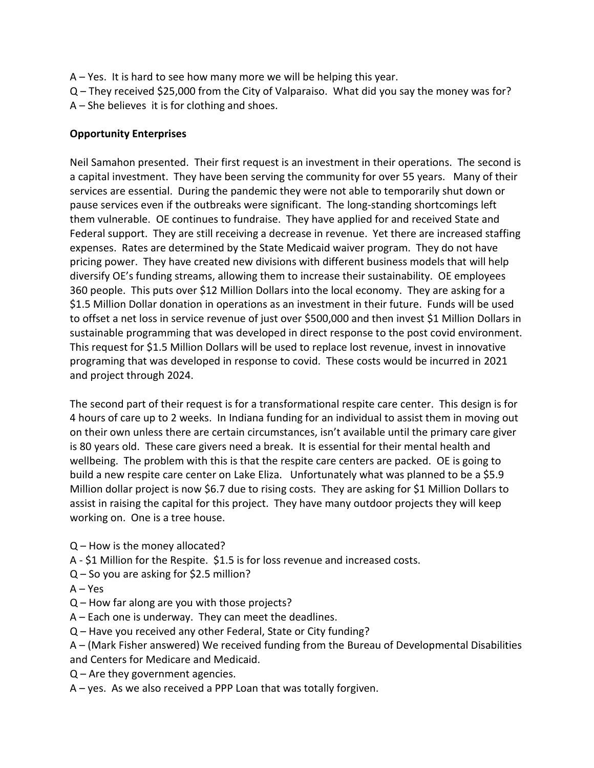A – Yes. It is hard to see how many more we will be helping this year.
Q – They received $25,000 from the City of Valparaiso. What did you say the money was for?
A – She believes it is for clothing and shoes.

**Opportunity Enterprises**

Neil Samahon presented. Their first request is an investment in their operations. The second is a capital investment. They have been serving the community for over 55 years. Many of their services are essential. During the pandemic they were not able to temporarily shut down or pause services even if the outbreaks were significant. The long-standing shortcomings left them vulnerable. OE continues to fundraise. They have applied for and received State and Federal support. They are still receiving a decrease in revenue. Yet there are increased staffing expenses. Rates are determined by the State Medicaid waiver program. They do not have pricing power. They have created new divisions with different business models that will help diversify OE's funding streams, allowing them to increase their sustainability. OE employees 360 people. This puts over $12 Million Dollars into the local economy. They are asking for a $1.5 Million Dollar donation in operations as an investment in their future. Funds will be used to offset a net loss in service revenue of just over $500,000 and then invest $1 Million Dollars in sustainable programming that was developed in direct response to the post covid environment. This request for $1.5 Million Dollars will be used to replace lost revenue, invest in innovative programing that was developed in response to covid. These costs would be incurred in 2021 and project through 2024.

The second part of their request is for a transformational respite care center. This design is for 4 hours of care up to 2 weeks. In Indiana funding for an individual to assist them in moving out on their own unless there are certain circumstances, isn't available until the primary care giver is 80 years old. These care givers need a break. It is essential for their mental health and wellbeing. The problem with this is that the respite care centers are packed. OE is going to build a new respite care center on Lake Eliza. Unfortunately what was planned to be a $5.9 Million dollar project is now $6.7 due to rising costs. They are asking for $1 Million Dollars to assist in raising the capital for this project. They have many outdoor projects they will keep working on. One is a tree house.

Q – How is the money allocated?
A - $1 Million for the Respite. $1.5 is for loss revenue and increased costs.
Q – So you are asking for $2.5 million?
A – Yes
Q – How far along are you with those projects?
A – Each one is underway. They can meet the deadlines.
Q – Have you received any other Federal, State or City funding?
A – (Mark Fisher answered) We received funding from the Bureau of Developmental Disabilities and Centers for Medicare and Medicaid.
Q – Are they government agencies.
A – yes. As we also received a PPP Loan that was totally forgiven.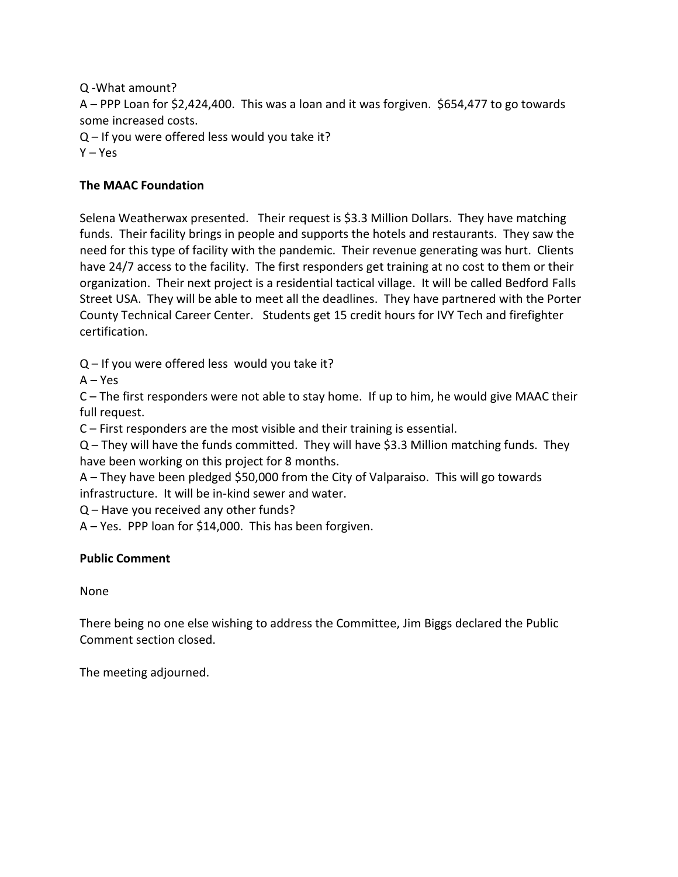Q -What amount?

A – PPP Loan for $2,424,400. This was a loan and it was forgiven. $654,477 to go towards some increased costs.

Q – If you were offered less would you take it?

Y – Yes

**The MAAC Foundation**

Selena Weatherwax presented. Their request is $3.3 Million Dollars. They have matching funds. Their facility brings in people and supports the hotels and restaurants. They saw the need for this type of facility with the pandemic. Their revenue generating was hurt. Clients have 24/7 access to the facility. The first responders get training at no cost to them or their organization. Their next project is a residential tactical village. It will be called Bedford Falls Street USA. They will be able to meet all the deadlines. They have partnered with the Porter County Technical Career Center. Students get 15 credit hours for IVY Tech and firefighter certification.

Q – If you were offered less would you take it?

A – Yes

C – The first responders were not able to stay home. If up to him, he would give MAAC their full request.

C – First responders are the most visible and their training is essential.

Q – They will have the funds committed. They will have $3.3 Million matching funds. They have been working on this project for 8 months.

A – They have been pledged $50,000 from the City of Valparaiso. This will go towards infrastructure. It will be in-kind sewer and water.

Q – Have you received any other funds?

A – Yes. PPP loan for $14,000. This has been forgiven.

**Public Comment**

None

There being no one else wishing to address the Committee, Jim Biggs declared the Public Comment section closed.

The meeting adjourned.